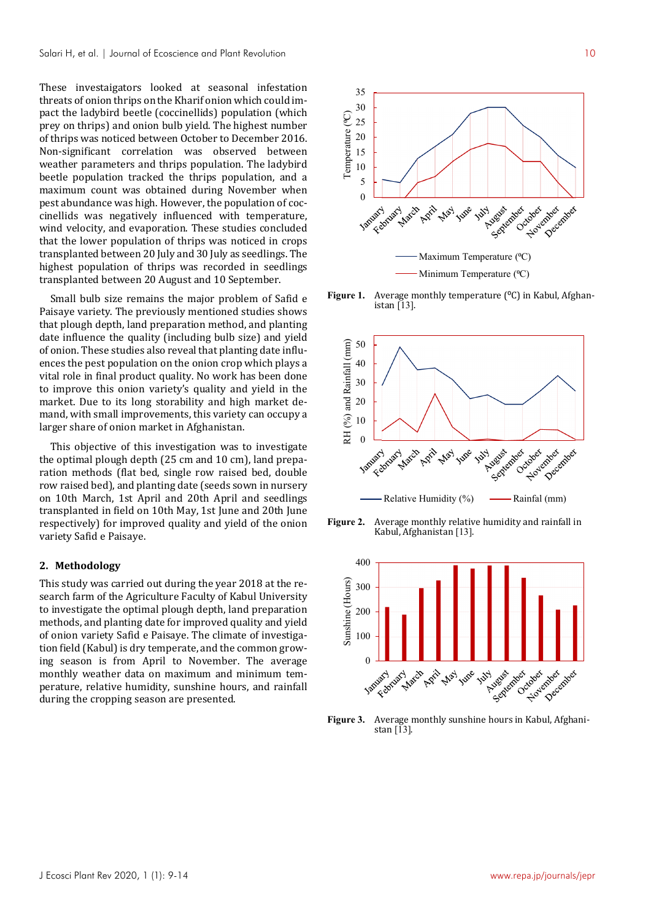These investaigators looked at seasonal infestation threats of onion thrips on the Kharif onion which could impact the ladybird beetle (coccinellids) population (which prey on thrips) and onion bulb yield. The highest number of thrips was noticed between October to December 2016. Non-significant correlation was observed between weather parameters and thrips population. The ladybird beetle population tracked the thrips population, and a maximum count was obtained during November when pest abundance was high. However, the population of coccinellids was negatively influenced with temperature, wind velocity, and evaporation. These studies concluded that the lower population of thrips was noticed in crops transplanted between 20 July and 30 July as seedlings. The highest population of thrips was recorded in seedlings transplanted between 20 August and 10 September.

Small bulb size remains the major problem of Safid e Paisaye variety. The previously mentioned studies shows that plough depth, land preparation method, and planting date influence the quality (including bulb size) and yield of onion. These studies also reveal that planting date influences the pest population on the onion crop which plays a vital role in final product quality. No work has been done to improve this onion variety's quality and yield in the market. Due to its long storability and high market demand, with small improvements, this variety can occupy a larger share of onion market in Afghanistan.

This objective of this investigation was to investigate the optimal plough depth (25 cm and 10 cm), land preparation methods (flat bed, single row raised bed, double row raised bed), and planting date (seeds sown in nursery on 10th March, 1st April and 20th April and seedlings transplanted in field on 10th May, 1st June and 20th June respectively) for improved quality and yield of the onion variety Safid e Paisaye.

## 2. Methodology

This study was carried out during the year 2018 at the research farm of the Agriculture Faculty of Kabul University to investigate the optimal plough depth, land preparation methods, and planting date for improved quality and yield of onion variety Safid e Paisaye. The climate of investigation field (Kabul) is dry temperate, and the common growing season is from April to November. The average monthly weather data on maximum and minimum temperature, relative humidity, sunshine hours, and rainfall during the cropping season are presented.

**Figure 1.** Average monthly temperature (ºC) in Kabul, Afghanistan [13].

**Figure 2.** Average monthly relative humidity and rainfall in Kabul, Afghanistan [13].

**Figure 3.** Average monthly sunshine hours in Kabul, Afghanistan [13].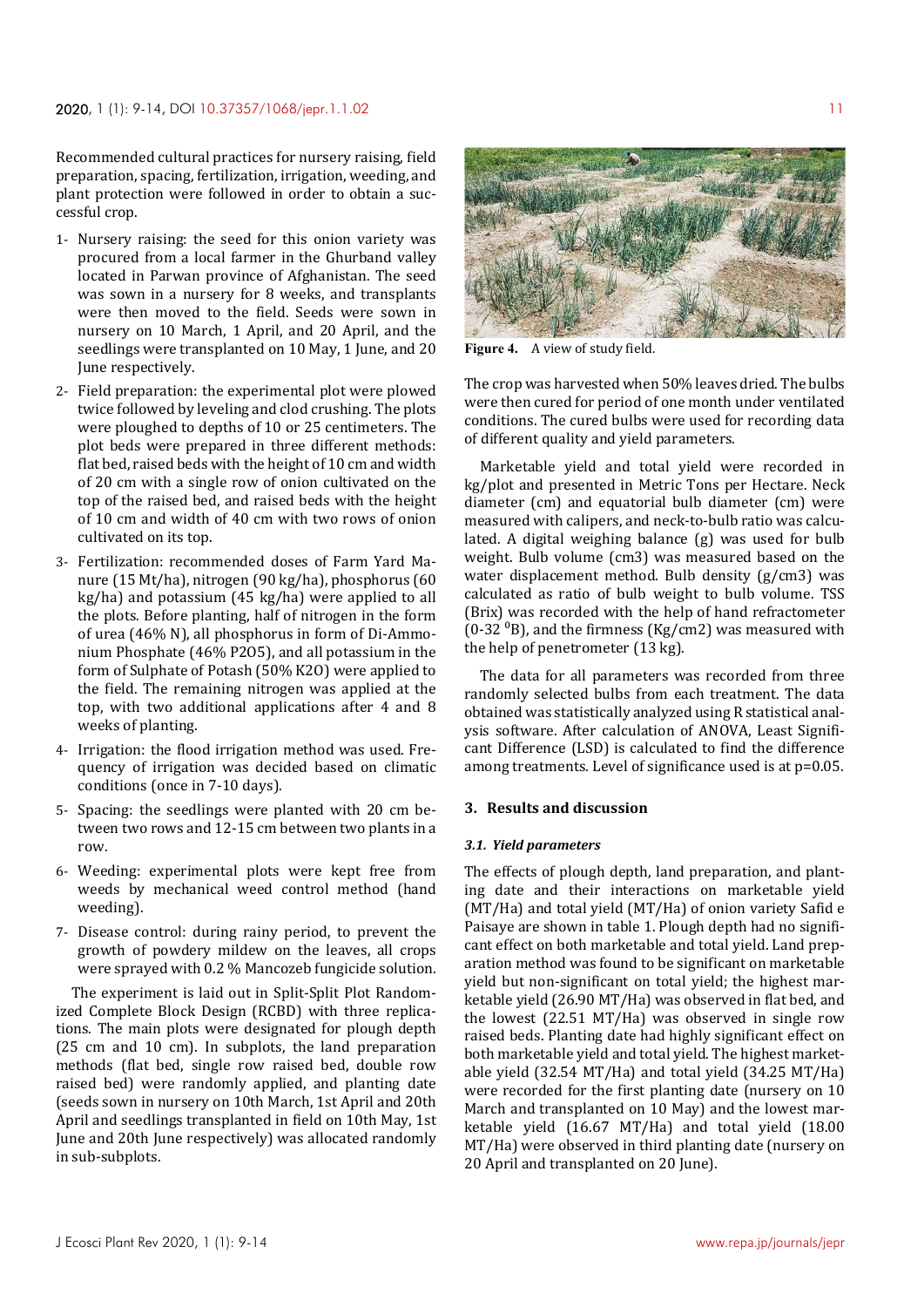Recommended cultural practices for nursery raising, field preparation, spacing, fertilization, irrigation, weeding, and plant protection were followed in order to obtain a successful crop.

1- Nursery raising: the seed for this onion variety was procured from a local farmer in the Ghurband valley located in Parwan province of Afghanistan. The seed was sown in a nursery for 8 weeks, and transplants were then moved to the field. Seeds were sown in nursery on 10 March, 1 April, and 20 April, and the seedlings were transplanted on 10 May, 1 June, and 20 June respectively.
2- Field preparation: the experimental plot were plowed twice followed by leveling and clod crushing. The plots were ploughed to depths of 10 or 25 centimeters. The plot beds were prepared in three different methods: flat bed, raised beds with the height of 10 cm and width of 20 cm with a single row of onion cultivated on the top of the raised bed, and raised beds with the height of 10 cm and width of 40 cm with two rows of onion cultivated on its top.
3- Fertilization: recommended doses of Farm Yard Manure (15 Mt/ha), nitrogen (90 kg/ha), phosphorus (60 kg/ha) and potassium (45 kg/ha) were applied to all the plots. Before planting, half of nitrogen in the form of urea (46% N), all phosphorus in form of Di-Ammonium Phosphate (46% P2O5), and all potassium in the form of Sulphate of Potash (50% K2O) were applied to the field. The remaining nitrogen was applied at the top, with two additional applications after 4 and 8 weeks of planting.
4- Irrigation: the flood irrigation method was used. Frequency of irrigation was decided based on climatic conditions (once in 7-10 days).
5- Spacing: the seedlings were planted with 20 cm between two rows and 12-15 cm between two plants in a row.
6- Weeding: experimental plots were kept free from weeds by mechanical weed control method (hand weeding).
7- Disease control: during rainy period, to prevent the growth of powdery mildew on the leaves, all crops were sprayed with 0.2 % Mancozeb fungicide solution.

The experiment is laid out in Split-Split Plot Randomized Complete Block Design (RCBD) with three replications. The main plots were designated for plough depth (25 cm and 10 cm). In subplots, the land preparation methods (flat bed, single row raised bed, double row raised bed) were randomly applied, and planting date (seeds sown in nursery on 10th March, 1st April and 20th April and seedlings transplanted in field on 10th May, 1st June and 20th June respectively) was allocated randomly in sub-subplots.

**Figure 4.** A view of study field.

The crop was harvested when 50% leaves dried. The bulbs were then cured for period of one month under ventilated conditions. The cured bulbs were used for recording data of different quality and yield parameters.

Marketable yield and total yield were recorded in kg/plot and presented in Metric Tons per Hectare. Neck diameter (cm) and equatorial bulb diameter (cm) were measured with calipers, and neck-to-bulb ratio was calculated. A digital weighing balance (g) was used for bulb weight. Bulb volume (cm3) was measured based on the water displacement method. Bulb density (g/cm3) was calculated as ratio of bulb weight to bulb volume. TSS (Brix) was recorded with the help of hand refractometer (0-32 $^{0}$B), and the firmness (Kg/cm2) was measured with the help of penetrometer (13 kg).

The data for all parameters was recorded from three randomly selected bulbs from each treatment. The data obtained was statistically analyzed using R statistical analysis software. After calculation of ANOVA, Least Significant Difference (LSD) is calculated to find the difference among treatments. Level of significance used is at p=0.05.

## 3. Results and discussion

### *3.1. Yield parameters*

The effects of plough depth, land preparation, and planting date and their interactions on marketable yield (MT/Ha) and total yield (MT/Ha) of onion variety Safid e Paisaye are shown in table 1. Plough depth had no significant effect on both marketable and total yield. Land preparation method was found to be significant on marketable yield but non-significant on total yield; the highest marketable yield (26.90 MT/Ha) was observed in flat bed, and the lowest (22.51 MT/Ha) was observed in single row raised beds. Planting date had highly significant effect on both marketable yield and total yield. The highest marketable yield (32.54 MT/Ha) and total yield (34.25 MT/Ha) were recorded for the first planting date (nursery on 10 March and transplanted on 10 May) and the lowest marketable yield (16.67 MT/Ha) and total yield (18.00 MT/Ha) were observed in third planting date (nursery on 20 April and transplanted on 20 June).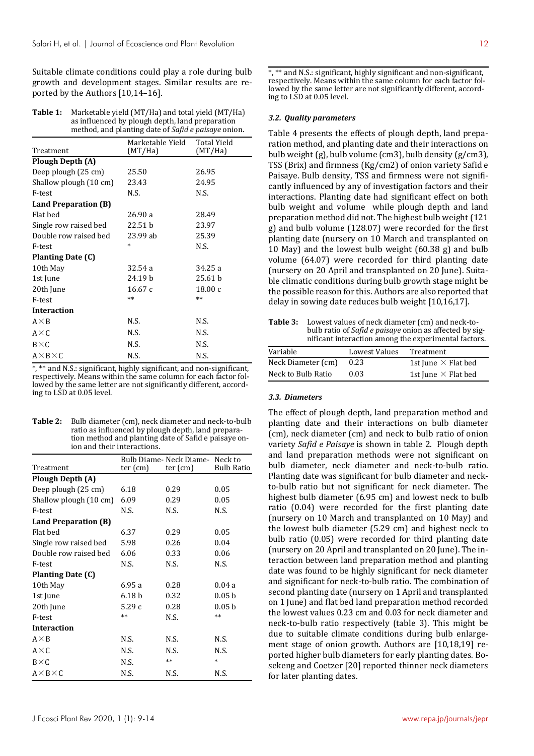Suitable climate conditions could play a role during bulb growth and development stages. Similar results are reported by the Authors [10,14–16].

**Table 1:** Marketable yield (MT/Ha) and total yield (MT/Ha) as influenced by plough depth, land preparation method, and planting date of *Safid e paisaye* onion.

| Treatment | Marketable Yield (MT/Ha) | Total Yield (MT/Ha) |
|---|---|---|
| **Plough Depth (A)** | | |
| Deep plough (25 cm) | 25.50 | 26.95 |
| Shallow plough (10 cm) | 23.43 | 24.95 |
| F-test | N.S. | N.S. |
| **Land Preparation (B)** | | |
| Flat bed | 26.90 a | 28.49 |
| Single row raised bed | 22.51 b | 23.97 |
| Double row raised bed | 23.99 ab | 25.39 |
| F-test | * | N.S. |
| **Planting Date (C)** | | |
| 10th May | 32.54 a | 34.25 a |
| 1st June | 24.19 b | 25.61 b |
| 20th June | 16.67 c | 18.00 c |
| F-test | ** | ** |
| **Interaction** | | |
| A×B | N.S. | N.S. |
| A×C | N.S. | N.S. |
| B×C | N.S. | N.S. |
| A×B×C | N.S. | N.S. |

*, ** and N.S.: significant, highly significant, and non-significant, respectively. Means within the same column for each factor followed by the same letter are not significantly different, according to LSD at 0.05 level.

**Table 2:** Bulb diameter (cm), neck diameter and neck-to-bulb ratio as influenced by plough depth, land preparation method and planting date of Safid e paisaye onion and their interactions.

| Treatment | Bulb Diameter (cm) | Neck Diameter (cm) | Neck to Bulb Ratio |
|---|---|---|---|
| **Plough Depth (A)** | | | |
| Deep plough (25 cm) | 6.18 | 0.29 | 0.05 |
| Shallow plough (10 cm) | 6.09 | 0.29 | 0.05 |
| F-test | N.S. | N.S. | N.S. |
| **Land Preparation (B)** | | | |
| Flat bed | 6.37 | 0.29 | 0.05 |
| Single row raised bed | 5.98 | 0.26 | 0.04 |
| Double row raised bed | 6.06 | 0.33 | 0.06 |
| F-test | N.S. | N.S. | N.S. |
| **Planting Date (C)** | | | |
| 10th May | 6.95 a | 0.28 | 0.04 a |
| 1st June | 6.18 b | 0.32 | 0.05 b |
| 20th June | 5.29 c | 0.28 | 0.05 b |
| F-test | ** | N.S. | ** |
| **Interaction** | | | |
| A×B | N.S. | N.S. | N.S. |
| A×C | N.S. | N.S. | N.S. |
| B×C | N.S. | ** | * |
| A×B×C | N.S. | N.S. | N.S. |

*, ** and N.S.: significant, highly significant and non-significant, respectively. Means within the same column for each factor followed by the same letter are not significantly different, according to LSD at 0.05 level.

### 3.2. Quality parameters

Table 4 presents the effects of plough depth, land preparation method, and planting date and their interactions on bulb weight (g), bulb volume (cm3), bulb density (g/cm3), TSS (Brix) and firmness (Kg/cm2) of onion variety Safid e Paisaye. Bulb density, TSS and firmness were not significantly influenced by any of investigation factors and their interactions. Planting date had significant effect on both bulb weight and volume while plough depth and land preparation method did not. The highest bulb weight (121 g) and bulb volume (128.07) were recorded for the first planting date (nursery on 10 March and transplanted on 10 May) and the lowest bulb weight (60.38 g) and bulb volume (64.07) were recorded for third planting date (nursery on 20 April and transplanted on 20 June). Suitable climatic conditions during bulb growth stage might be the possible reason for this. Authors are also reported that delay in sowing date reduces bulb weight [10,16,17].

**Table 3:** Lowest values of neck diameter (cm) and neck-to-bulb ratio of *Safid e paisaye* onion as affected by significant interaction among the experimental factors.

| Variable | Lowest Values | Treatment |
|---|---|---|
| Neck Diameter (cm) | 0.23 | 1st June × Flat bed |
| Neck to Bulb Ratio | 0.03 | 1st June × Flat bed |

### 3.3. Diameters

The effect of plough depth, land preparation method and planting date and their interactions on bulb diameter (cm), neck diameter (cm) and neck to bulb ratio of onion variety *Safid e Paisaye* is shown in table 2. Plough depth and land preparation methods were not significant on bulb diameter, neck diameter and neck-to-bulb ratio. Planting date was significant for bulb diameter and neck-to-bulb ratio but not significant for neck diameter. The highest bulb diameter (6.95 cm) and lowest neck to bulb ratio (0.04) were recorded for the first planting date (nursery on 10 March and transplanted on 10 May) and the lowest bulb diameter (5.29 cm) and highest neck to bulb ratio (0.05) were recorded for third planting date (nursery on 20 April and transplanted on 20 June). The interaction between land preparation method and planting date was found to be highly significant for neck diameter and significant for neck-to-bulb ratio. The combination of second planting date (nursery on 1 April and transplanted on 1 June) and flat bed land preparation method recorded the lowest values 0.23 cm and 0.03 for neck diameter and neck-to-bulb ratio respectively (table 3). This might be due to suitable climate conditions during bulb enlargement stage of onion growth. Authors are [10,18,19] reported higher bulb diameters for early planting dates. Bosekeng and Coetzer [20] reported thinner neck diameters for later planting dates.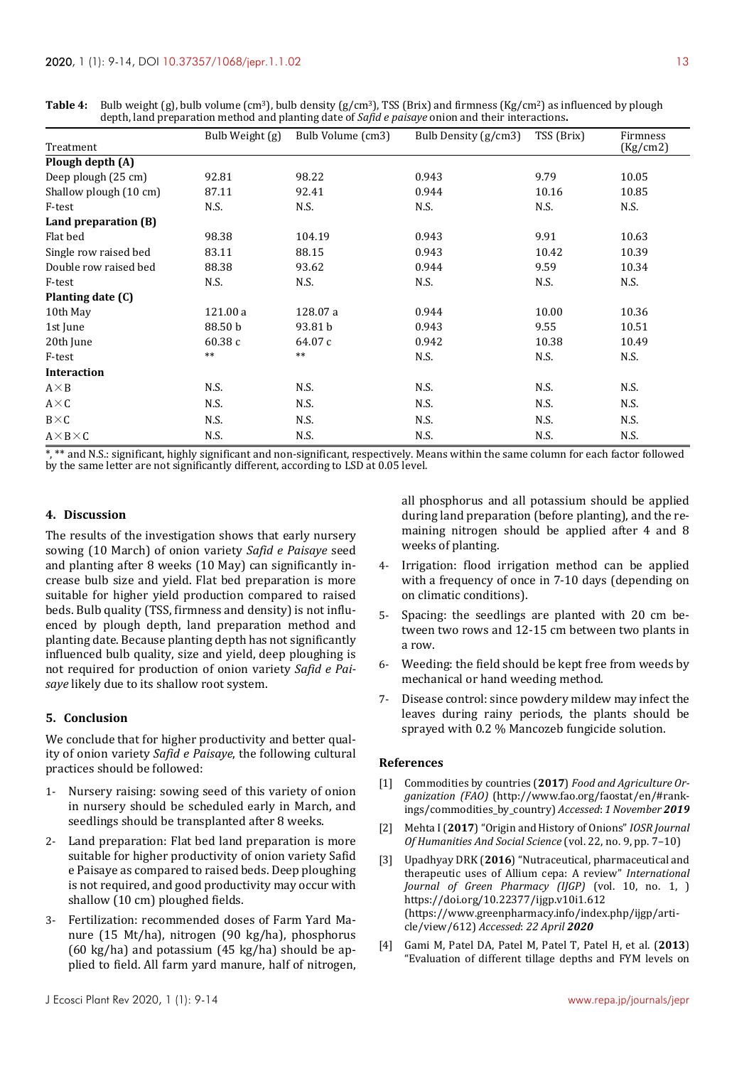**Table 4:** Bulb weight (g), bulb volume ($cm^3$), bulb density ($g/cm^3$), TSS (Brix) and firmness ($Kg/cm^2$) as influenced by plough depth, land preparation method and planting date of *Safid e paisaye* onion and their interactions.

| Treatment | Bulb Weight (g) | Bulb Volume (cm3) | Bulb Density (g/cm3) | TSS (Brix) | Firmness (Kg/cm2) |
|---|---|---|---|---|---|
| **Plough depth (A)** | | | | | |
| Deep plough (25 cm) | 92.81 | 98.22 | 0.943 | 9.79 | 10.05 |
| Shallow plough (10 cm) | 87.11 | 92.41 | 0.944 | 10.16 | 10.85 |
| F-test | N.S. | N.S. | N.S. | N.S. | N.S. |
| **Land preparation (B)** | | | | | |
| Flat bed | 98.38 | 104.19 | 0.943 | 9.91 | 10.63 |
| Single row raised bed | 83.11 | 88.15 | 0.943 | 10.42 | 10.39 |
| Double row raised bed | 88.38 | 93.62 | 0.944 | 9.59 | 10.34 |
| F-test | N.S. | N.S. | N.S. | N.S. | N.S. |
| **Planting date (C)** | | | | | |
| 10th May | 121.00 a | 128.07 a | 0.944 | 10.00 | 10.36 |
| 1st June | 88.50 b | 93.81 b | 0.943 | 9.55 | 10.51 |
| 20th June | 60.38 c | 64.07 c | 0.942 | 10.38 | 10.49 |
| F-test | ** | ** | N.S. | N.S. | N.S. |
| **Interaction** | | | | | |
| A×B | N.S. | N.S. | N.S. | N.S. | N.S. |
| A×C | N.S. | N.S. | N.S. | N.S. | N.S. |
| B×C | N.S. | N.S. | N.S. | N.S. | N.S. |
| A×B×C | N.S. | N.S. | N.S. | N.S. | N.S. |

*, ** and N.S.: significant, highly significant and non-significant, respectively. Means within the same column for each factor followed by the same letter are not significantly different, according to LSD at 0.05 level.

## 4. Discussion

The results of the investigation shows that early nursery sowing (10 March) of onion variety *Safid e Paisaye* seed and planting after 8 weeks (10 May) can significantly increase bulb size and yield. Flat bed preparation is more suitable for higher yield production compared to raised beds. Bulb quality (TSS, firmness and density) is not influenced by plough depth, land preparation method and planting date. Because planting depth has not significantly influenced bulb quality, size and yield, deep ploughing is not required for production of onion variety *Safid e Paisaye* likely due to its shallow root system.

## 5. Conclusion

We conclude that for higher productivity and better quality of onion variety *Safid e Paisaye*, the following cultural practices should be followed:

1- Nursery raising: sowing seed of this variety of onion in nursery should be scheduled early in March, and seedlings should be transplanted after 8 weeks.

2- Land preparation: Flat bed land preparation is more suitable for higher productivity of onion variety Safid e Paisaye as compared to raised beds. Deep ploughing is not required, and good productivity may occur with shallow (10 cm) ploughed fields.

3- Fertilization: recommended doses of Farm Yard Manure (15 Mt/ha), nitrogen (90 kg/ha), phosphorus (60 kg/ha) and potassium (45 kg/ha) should be applied to field. All farm yard manure, half of nitrogen, all phosphorus and all potassium should be applied during land preparation (before planting), and the remaining nitrogen should be applied after 4 and 8 weeks of planting.

4- Irrigation: flood irrigation method can be applied with a frequency of once in 7-10 days (depending on on climatic conditions).

5- Spacing: the seedlings are planted with 20 cm between two rows and 12-15 cm between two plants in a row.

6- Weeding: the field should be kept free from weeds by mechanical or hand weeding method.

7- Disease control: since powdery mildew may infect the leaves during rainy periods, the plants should be sprayed with 0.2 % Mancozeb fungicide solution.

## References

[1] Commodities by countries (**2017**) *Food and Agriculture Organization (FAO)* (http://www.fao.org/faostat/en/#rankings/commodities_by_country) *Accessed*: *1 November **2019***

[2] Mehta I (**2017**) "Origin and History of Onions" *IOSR Journal Of Humanities And Social Science* (vol. 22, no. 9, pp. 7–10)

[3] Upadhyay DRK (**2016**) "Nutraceutical, pharmaceutical and therapeutic uses of Allium cepa: A review" *International Journal of Green Pharmacy (IJGP)* (vol. 10, no. 1, ) https://doi.org/10.22377/ijgp.v10i1.612 (https://www.greenpharmacy.info/index.php/ijgp/article/view/612) *Accessed*: *22 April **2020***

[4] Gami M, Patel DA, Patel M, Patel T, Patel H, et al. (**2013**) "Evaluation of different tillage depths and FYM levels on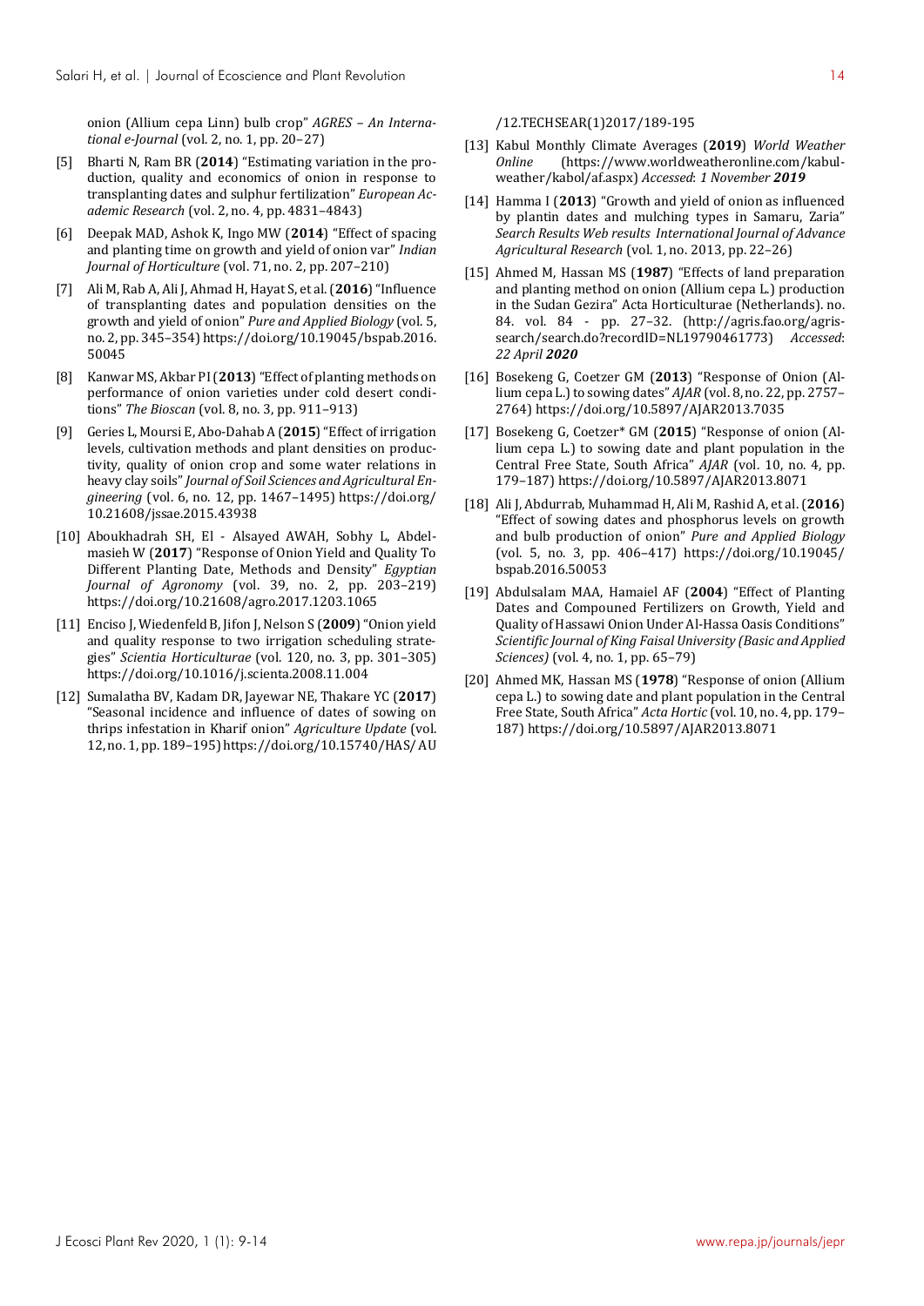onion (Allium cepa Linn) bulb crop" *AGRES – An International e-Journal* (vol. 2, no. 1, pp. 20–27)

[5] Bharti N, Ram BR (**2014**) "Estimating variation in the production, quality and economics of onion in response to transplanting dates and sulphur fertilization" *European Academic Research* (vol. 2, no. 4, pp. 4831–4843)

[6] Deepak MAD, Ashok K, Ingo MW (**2014**) "Effect of spacing and planting time on growth and yield of onion var" *Indian Journal of Horticulture* (vol. 71, no. 2, pp. 207–210)

[7] Ali M, Rab A, Ali J, Ahmad H, Hayat S, et al. (**2016**) "Influence of transplanting dates and population densities on the growth and yield of onion" *Pure and Applied Biology* (vol. 5, no. 2, pp. 345–354) https://doi.org/10.19045/bspab.2016.50045

[8] Kanwar MS, Akbar PI (**2013**) "Effect of planting methods on performance of onion varieties under cold desert conditions" *The Bioscan* (vol. 8, no. 3, pp. 911–913)

[9] Geries L, Moursi E, Abo-Dahab A (**2015**) "Effect of irrigation levels, cultivation methods and plant densities on productivity, quality of onion crop and some water relations in heavy clay soils" *Journal of Soil Sciences and Agricultural Engineering* (vol. 6, no. 12, pp. 1467–1495) https://doi.org/10.21608/jssae.2015.43938

[10] Aboukhadrah SH, El - Alsayed AWAH, Sobhy L, Abdelmasieh W (**2017**) "Response of Onion Yield and Quality To Different Planting Date, Methods and Density" *Egyptian Journal of Agronomy* (vol. 39, no. 2, pp. 203–219) https://doi.org/10.21608/agro.2017.1203.1065

[11] Enciso J, Wiedenfeld B, Jifon J, Nelson S (**2009**) "Onion yield and quality response to two irrigation scheduling strategies" *Scientia Horticulturae* (vol. 120, no. 3, pp. 301–305) https://doi.org/10.1016/j.scienta.2008.11.004

[12] Sumalatha BV, Kadam DR, Jayewar NE, Thakare YC (**2017**) "Seasonal incidence and influence of dates of sowing on thrips infestation in Kharif onion" *Agriculture Update* (vol. 12, no. 1, pp. 189–195) https://doi.org/10.15740/HAS/AU/12.TECHSEAR(1)2017/189-195

[13] Kabul Monthly Climate Averages (**2019**) *World Weather Online* (https://www.worldweatheronline.com/kabul-weather/kabol/af.aspx) *Accessed*: *1 November **2019***

[14] Hamma I (**2013**) "Growth and yield of onion as influenced by plantin dates and mulching types in Samaru, Zaria" *Search Results Web results International Journal of Advance Agricultural Research* (vol. 1, no. 2013, pp. 22–26)

[15] Ahmed M, Hassan MS (**1987**) "Effects of land preparation and planting method on onion (Allium cepa L.) production in the Sudan Gezira" Acta Horticulturae (Netherlands). no. 84. vol. 84 - pp. 27–32. (http://agris.fao.org/agris-search/search.do?recordID=NL19790461773) *Accessed*: *22 April **2020***

[16] Bosekeng G, Coetzer GM (**2013**) "Response of Onion (Allium cepa L.) to sowing dates" *AJAR* (vol. 8, no. 22, pp. 2757–2764) https://doi.org/10.5897/AJAR2013.7035

[17] Bosekeng G, Coetzer* GM (**2015**) "Response of onion (Allium cepa L.) to sowing date and plant population in the Central Free State, South Africa" *AJAR* (vol. 10, no. 4, pp. 179–187) https://doi.org/10.5897/AJAR2013.8071

[18] Ali J, Abdurrab, Muhammad H, Ali M, Rashid A, et al. (**2016**) "Effect of sowing dates and phosphorus levels on growth and bulb production of onion" *Pure and Applied Biology* (vol. 5, no. 3, pp. 406–417) https://doi.org/10.19045/bspab.2016.50053

[19] Abdulsalam MAA, Hamaiel AF (**2004**) "Effect of Planting Dates and Compouned Fertilizers on Growth, Yield and Quality of Hassawi Onion Under Al-Hassa Oasis Conditions" *Scientific Journal of King Faisal University (Basic and Applied Sciences)* (vol. 4, no. 1, pp. 65–79)

[20] Ahmed MK, Hassan MS (**1978**) "Response of onion (Allium cepa L.) to sowing date and plant population in the Central Free State, South Africa" *Acta Hortic* (vol. 10, no. 4, pp. 179–187) https://doi.org/10.5897/AJAR2013.8071